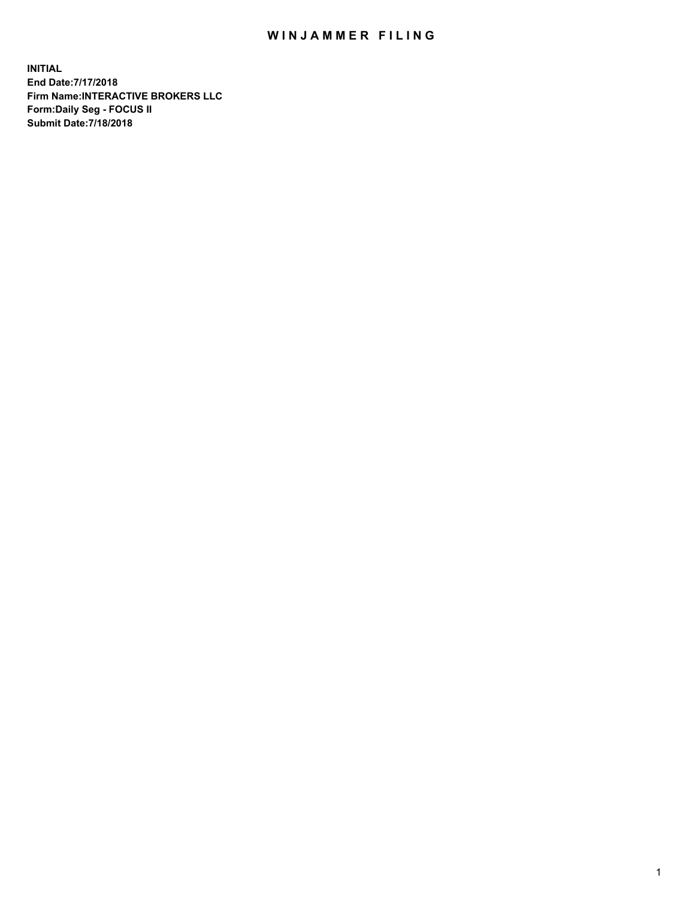# WINJAMMER FILING

**INITIAL**
**End Date:7/17/2018**
**Firm Name:INTERACTIVE BROKERS LLC**
**Form:Daily Seg - FOCUS II**
**Submit Date:7/18/2018**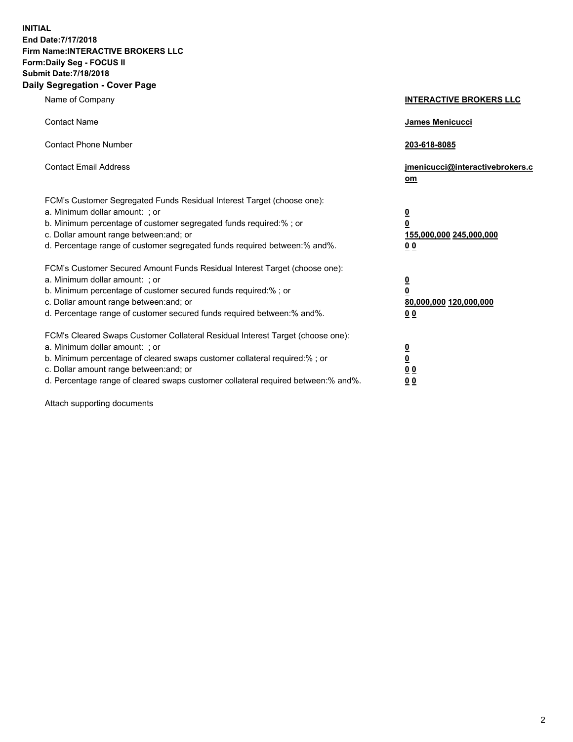**INITIAL**
**End Date:7/17/2018**
**Firm Name:INTERACTIVE BROKERS LLC**
**Form:Daily Seg - FOCUS II**
**Submit Date:7/18/2018**
**Daily Segregation - Cover Page**

| | |
|---|---|
| Name of Company | **INTERACTIVE BROKERS LLC** |
| Contact Name | **James Menicucci** |
| Contact Phone Number | **203-618-8085** |
| Contact Email Address | **jmenicucci@interactivebrokers.com** |
| FCM's Customer Segregated Funds Residual Interest Target (choose one): | |
| a. Minimum dollar amount: ; or | **0** |
| b. Minimum percentage of customer segregated funds required:% ; or | **0** |
| c. Dollar amount range between:and; or | **155,000,000 245,000,000** |
| d. Percentage range of customer segregated funds required between:% and%. | **0 0** |
| FCM's Customer Secured Amount Funds Residual Interest Target (choose one): | |
| a. Minimum dollar amount: ; or | **0** |
| b. Minimum percentage of customer secured funds required:% ; or | **0** |
| c. Dollar amount range between:and; or | **80,000,000 120,000,000** |
| d. Percentage range of customer secured funds required between:% and%. | **0 0** |
| FCM's Cleared Swaps Customer Collateral Residual Interest Target (choose one): | |
| a. Minimum dollar amount: ; or | **0** |
| b. Minimum percentage of cleared swaps customer collateral required:% ; or | **0** |
| c. Dollar amount range between:and; or | **0 0** |
| d. Percentage range of cleared swaps customer collateral required between:% and%. | **0 0** |

Attach supporting documents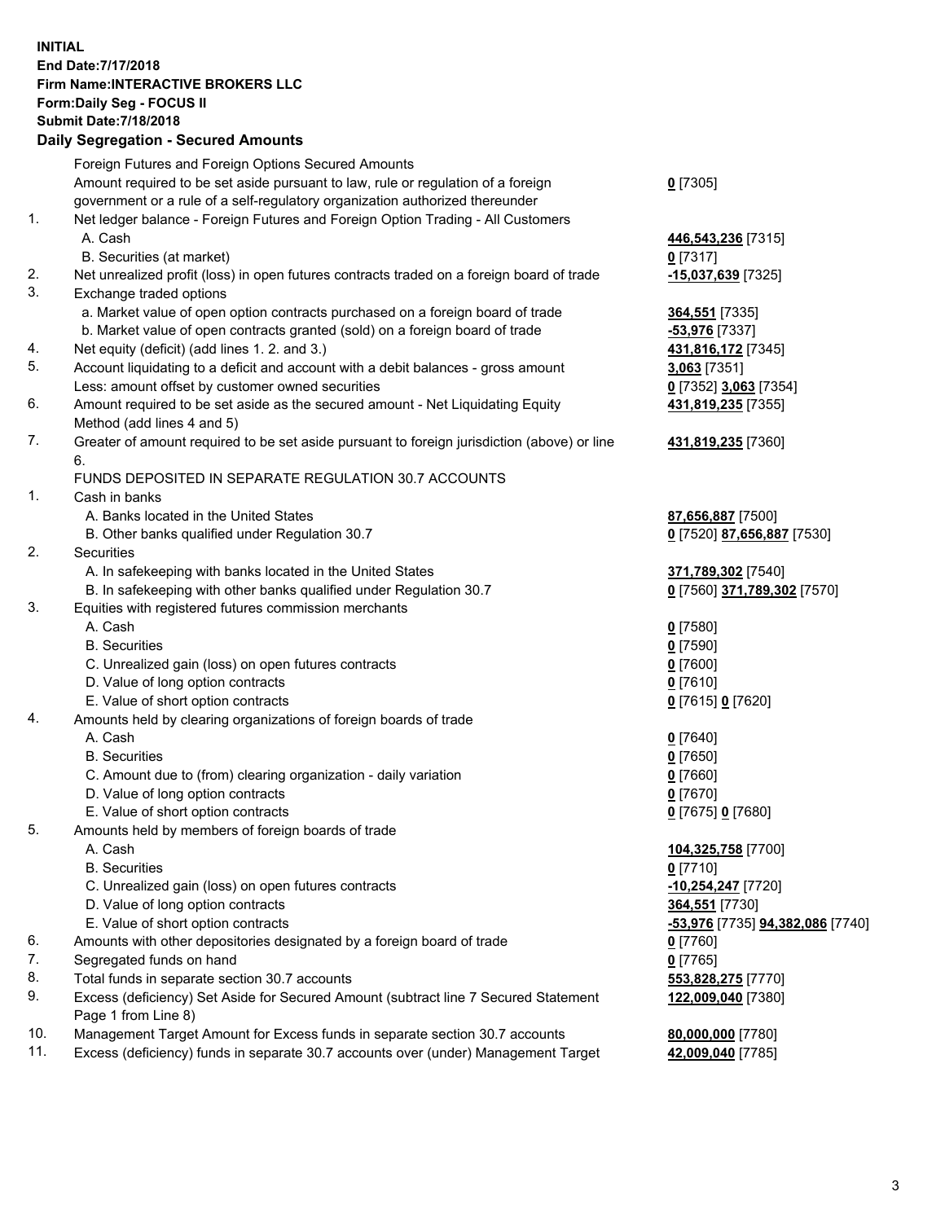**INITIAL**
**End Date:7/17/2018**
**Firm Name:INTERACTIVE BROKERS LLC**
**Form:Daily Seg - FOCUS II**
**Submit Date:7/18/2018**

**Daily Segregation - Secured Amounts**

| | | |
|---|---|---|
| | Foreign Futures and Foreign Options Secured Amounts | |
| | Amount required to be set aside pursuant to law, rule or regulation of a foreign government or a rule of a self-regulatory organization authorized thereunder | **0** [7305] |
| 1. | Net ledger balance - Foreign Futures and Foreign Option Trading - All Customers | |
| | A. Cash | **446,543,236** [7315] |
| | B. Securities (at market) | **0** [7317] |
| 2. | Net unrealized profit (loss) in open futures contracts traded on a foreign board of trade | **-15,037,639** [7325] |
| 3. | Exchange traded options | |
| | a. Market value of open option contracts purchased on a foreign board of trade | **364,551** [7335] |
| | b. Market value of open contracts granted (sold) on a foreign board of trade | **-53,976** [7337] |
| 4. | Net equity (deficit) (add lines 1. 2. and 3.) | **431,816,172** [7345] |
| 5. | Account liquidating to a deficit and account with a debit balances - gross amount | **3,063** [7351] |
| | Less: amount offset by customer owned securities | **0** [7352] **3,063** [7354] |
| 6. | Amount required to be set aside as the secured amount - Net Liquidating Equity Method (add lines 4 and 5) | **431,819,235** [7355] |
| 7. | Greater of amount required to be set aside pursuant to foreign jurisdiction (above) or line 6. | **431,819,235** [7360] |
| | FUNDS DEPOSITED IN SEPARATE REGULATION 30.7 ACCOUNTS | |
| 1. | Cash in banks | |
| | A. Banks located in the United States | **87,656,887** [7500] |
| | B. Other banks qualified under Regulation 30.7 | **0** [7520] **87,656,887** [7530] |
| 2. | Securities | |
| | A. In safekeeping with banks located in the United States | **371,789,302** [7540] |
| | B. In safekeeping with other banks qualified under Regulation 30.7 | **0** [7560] **371,789,302** [7570] |
| 3. | Equities with registered futures commission merchants | |
| | A. Cash | **0** [7580] |
| | B. Securities | **0** [7590] |
| | C. Unrealized gain (loss) on open futures contracts | **0** [7600] |
| | D. Value of long option contracts | **0** [7610] |
| | E. Value of short option contracts | **0** [7615] **0** [7620] |
| 4. | Amounts held by clearing organizations of foreign boards of trade | |
| | A. Cash | **0** [7640] |
| | B. Securities | **0** [7650] |
| | C. Amount due to (from) clearing organization - daily variation | **0** [7660] |
| | D. Value of long option contracts | **0** [7670] |
| | E. Value of short option contracts | **0** [7675] **0** [7680] |
| 5. | Amounts held by members of foreign boards of trade | |
| | A. Cash | **104,325,758** [7700] |
| | B. Securities | **0** [7710] |
| | C. Unrealized gain (loss) on open futures contracts | **-10,254,247** [7720] |
| | D. Value of long option contracts | **364,551** [7730] |
| | E. Value of short option contracts | **-53,976** [7735] **94,382,086** [7740] |
| 6. | Amounts with other depositories designated by a foreign board of trade | **0** [7760] |
| 7. | Segregated funds on hand | **0** [7765] |
| 8. | Total funds in separate section 30.7 accounts | **553,828,275** [7770] |
| 9. | Excess (deficiency) Set Aside for Secured Amount (subtract line 7 Secured Statement Page 1 from Line 8) | **122,009,040** [7380] |
| 10. | Management Target Amount for Excess funds in separate section 30.7 accounts | **80,000,000** [7780] |
| 11. | Excess (deficiency) funds in separate 30.7 accounts over (under) Management Target | **42,009,040** [7785] |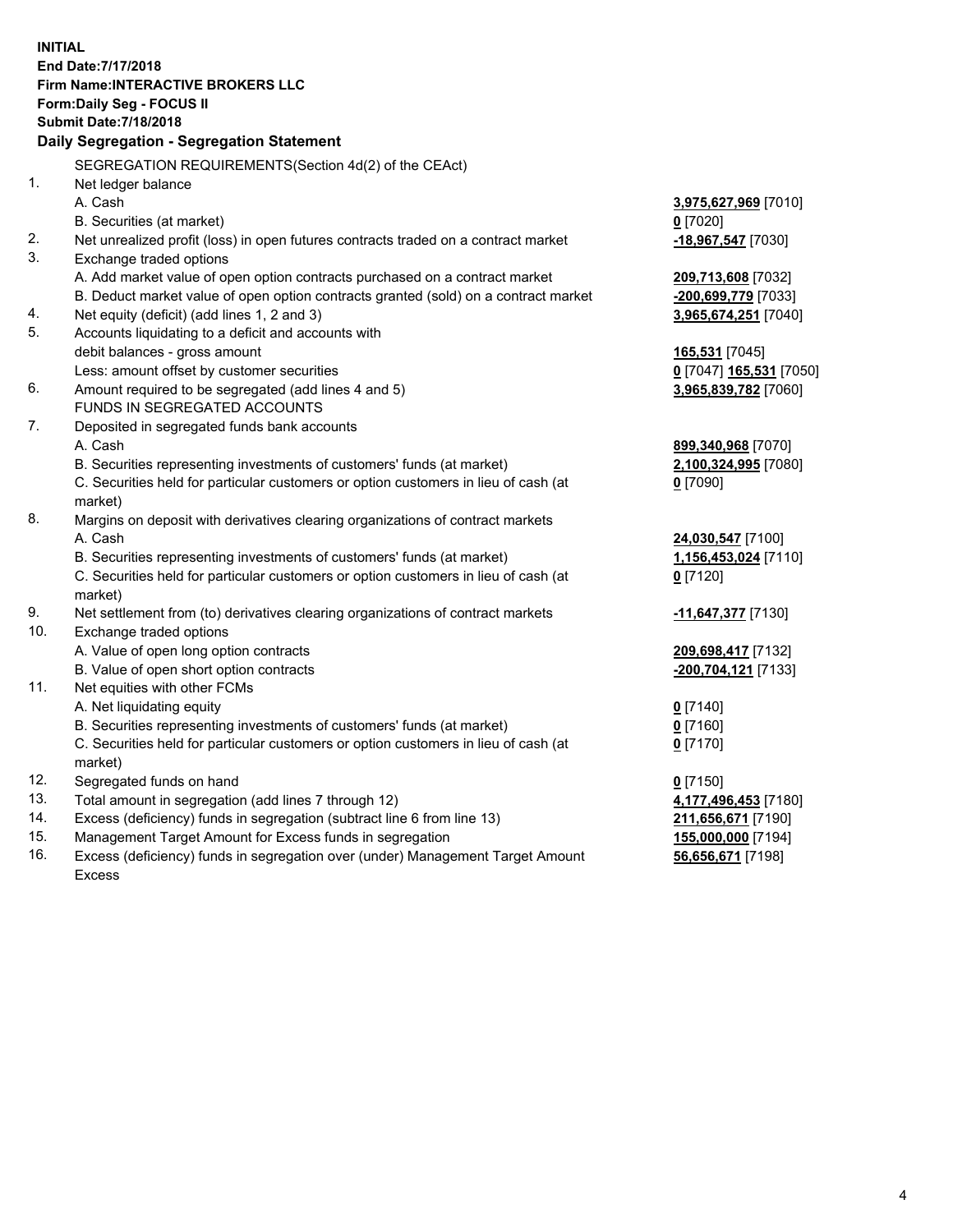**INITIAL**
**End Date:7/17/2018**
**Firm Name:INTERACTIVE BROKERS LLC**
**Form:Daily Seg - FOCUS II**
**Submit Date:7/18/2018**
**Daily Segregation - Segregation Statement**

SEGREGATION REQUIREMENTS(Section 4d(2) of the CEAct)

| | | |
|---|---|---|
| 1. | Net ledger balance | |
| | A. Cash | **3,975,627,969** [7010] |
| | B. Securities (at market) | **0** [7020] |
| 2. | Net unrealized profit (loss) in open futures contracts traded on a contract market | **-18,967,547** [7030] |
| 3. | Exchange traded options | |
| | A. Add market value of open option contracts purchased on a contract market | **209,713,608** [7032] |
| | B. Deduct market value of open option contracts granted (sold) on a contract market | **-200,699,779** [7033] |
| 4. | Net equity (deficit) (add lines 1, 2 and 3) | **3,965,674,251** [7040] |
| 5. | Accounts liquidating to a deficit and accounts with | |
| | debit balances - gross amount | **165,531** [7045] |
| | Less: amount offset by customer securities | **0** [7047] **165,531** [7050] |
| 6. | Amount required to be segregated (add lines 4 and 5) | **3,965,839,782** [7060] |
| | FUNDS IN SEGREGATED ACCOUNTS | |
| 7. | Deposited in segregated funds bank accounts | |
| | A. Cash | **899,340,968** [7070] |
| | B. Securities representing investments of customers' funds (at market) | **2,100,324,995** [7080] |
| | C. Securities held for particular customers or option customers in lieu of cash (at market) | **0** [7090] |
| 8. | Margins on deposit with derivatives clearing organizations of contract markets | |
| | A. Cash | **24,030,547** [7100] |
| | B. Securities representing investments of customers' funds (at market) | **1,156,453,024** [7110] |
| | C. Securities held for particular customers or option customers in lieu of cash (at market) | **0** [7120] |
| 9. | Net settlement from (to) derivatives clearing organizations of contract markets | **-11,647,377** [7130] |
| 10. | Exchange traded options | |
| | A. Value of open long option contracts | **209,698,417** [7132] |
| | B. Value of open short option contracts | **-200,704,121** [7133] |
| 11. | Net equities with other FCMs | |
| | A. Net liquidating equity | **0** [7140] |
| | B. Securities representing investments of customers' funds (at market) | **0** [7160] |
| | C. Securities held for particular customers or option customers in lieu of cash (at market) | **0** [7170] |
| 12. | Segregated funds on hand | **0** [7150] |
| 13. | Total amount in segregation (add lines 7 through 12) | **4,177,496,453** [7180] |
| 14. | Excess (deficiency) funds in segregation (subtract line 6 from line 13) | **211,656,671** [7190] |
| 15. | Management Target Amount for Excess funds in segregation | **155,000,000** [7194] |
| 16. | Excess (deficiency) funds in segregation over (under) Management Target Amount Excess | **56,656,671** [7198] |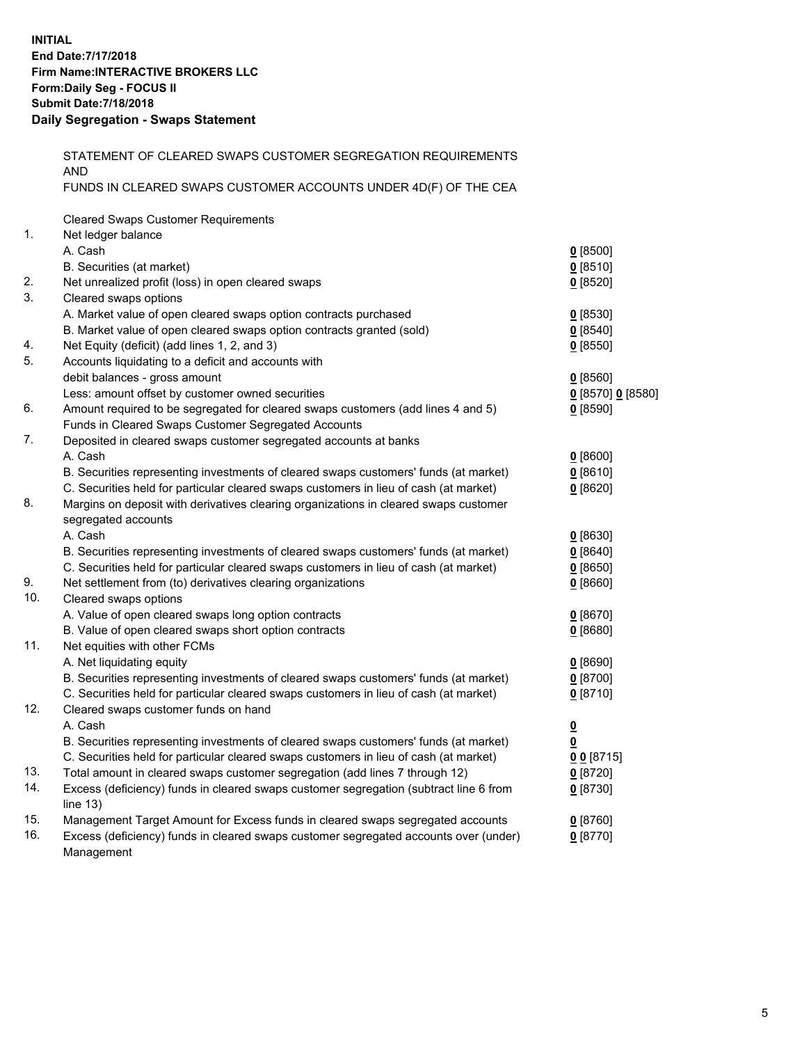**INITIAL**
**End Date:7/17/2018**
**Firm Name:INTERACTIVE BROKERS LLC**
**Form:Daily Seg - FOCUS II**
**Submit Date:7/18/2018**
**Daily Segregation - Swaps Statement**

STATEMENT OF CLEARED SWAPS CUSTOMER SEGREGATION REQUIREMENTS AND FUNDS IN CLEARED SWAPS CUSTOMER ACCOUNTS UNDER 4D(F) OF THE CEA

| | | |
|---|---|---|
| | Cleared Swaps Customer Requirements | |
| 1. | Net ledger balance | |
| | A. Cash | 0 [8500] |
| | B. Securities (at market) | 0 [8510] |
| 2. | Net unrealized profit (loss) in open cleared swaps | 0 [8520] |
| 3. | Cleared swaps options | |
| | A. Market value of open cleared swaps option contracts purchased | 0 [8530] |
| | B. Market value of open cleared swaps option contracts granted (sold) | 0 [8540] |
| 4. | Net Equity (deficit) (add lines 1, 2, and 3) | 0 [8550] |
| 5. | Accounts liquidating to a deficit and accounts with debit balances - gross amount | 0 [8560] |
| | Less: amount offset by customer owned securities | 0 [8570] 0 [8580] |
| 6. | Amount required to be segregated for cleared swaps customers (add lines 4 and 5) | 0 [8590] |
| | Funds in Cleared Swaps Customer Segregated Accounts | |
| 7. | Deposited in cleared swaps customer segregated accounts at banks | |
| | A. Cash | 0 [8600] |
| | B. Securities representing investments of cleared swaps customers' funds (at market) | 0 [8610] |
| | C. Securities held for particular cleared swaps customers in lieu of cash (at market) | 0 [8620] |
| 8. | Margins on deposit with derivatives clearing organizations in cleared swaps customer segregated accounts | |
| | A. Cash | 0 [8630] |
| | B. Securities representing investments of cleared swaps customers' funds (at market) | 0 [8640] |
| | C. Securities held for particular cleared swaps customers in lieu of cash (at market) | 0 [8650] |
| 9. | Net settlement from (to) derivatives clearing organizations | 0 [8660] |
| 10. | Cleared swaps options | |
| | A. Value of open cleared swaps long option contracts | 0 [8670] |
| | B. Value of open cleared swaps short option contracts | 0 [8680] |
| 11. | Net equities with other FCMs | |
| | A. Net liquidating equity | 0 [8690] |
| | B. Securities representing investments of cleared swaps customers' funds (at market) | 0 [8700] |
| | C. Securities held for particular cleared swaps customers in lieu of cash (at market) | 0 [8710] |
| 12. | Cleared swaps customer funds on hand | |
| | A. Cash | 0 |
| | B. Securities representing investments of cleared swaps customers' funds (at market) | 0 |
| | C. Securities held for particular cleared swaps customers in lieu of cash (at market) | 0 0 [8715] |
| 13. | Total amount in cleared swaps customer segregation (add lines 7 through 12) | 0 [8720] |
| 14. | Excess (deficiency) funds in cleared swaps customer segregation (subtract line 6 from line 13) | 0 [8730] |
| 15. | Management Target Amount for Excess funds in cleared swaps segregated accounts | 0 [8760] |
| 16. | Excess (deficiency) funds in cleared swaps customer segregated accounts over (under) Management | 0 [8770] |